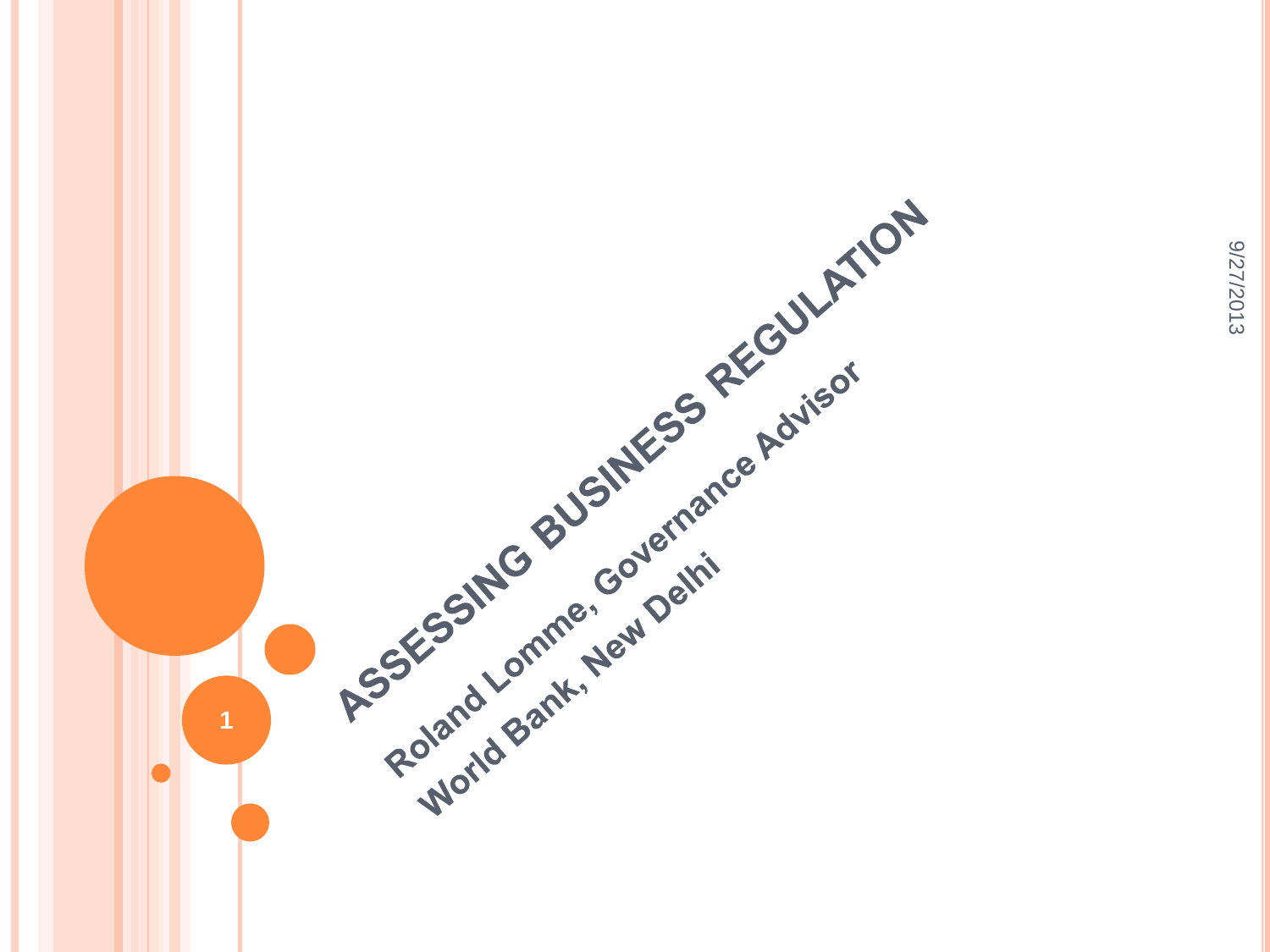# ASSESSING BUSINESS REGULATION

**Roland Lomme, Governance Advisor**

**World Bank, New Delhi**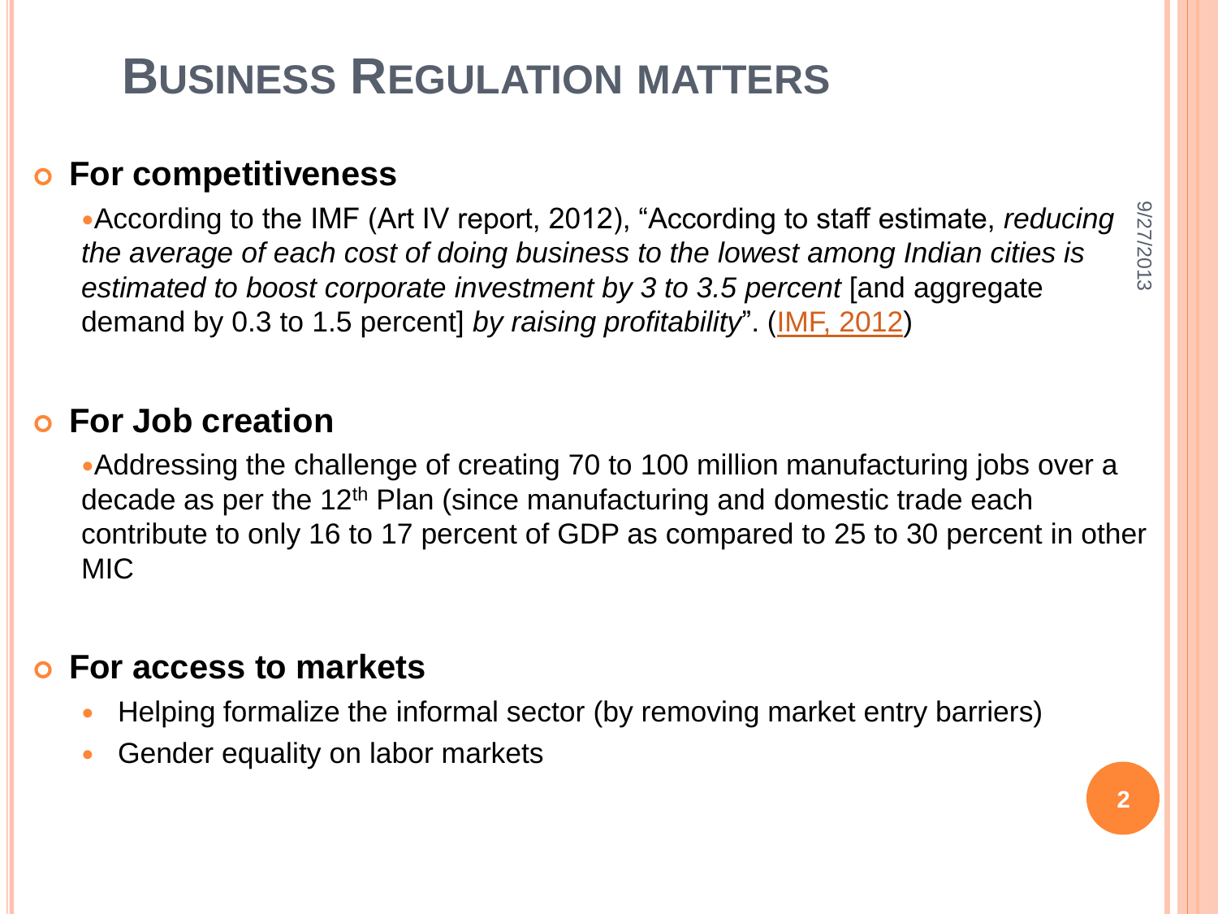# Business Regulation matters

- **For competitiveness**
  - According to the IMF (Art IV report, 2012), "According to staff estimate, *reducing the average of each cost of doing business to the lowest among Indian cities is estimated to boost corporate investment by 3 to 3.5 percent* [and aggregate demand by 0.3 to 1.5 percent] *by raising profitability*". (IMF, 2012)

- **For Job creation**
  - Addressing the challenge of creating 70 to 100 million manufacturing jobs over a decade as per the 12th Plan (since manufacturing and domestic trade each contribute to only 16 to 17 percent of GDP as compared to 25 to 30 percent in other MIC

- **For access to markets**
  - Helping formalize the informal sector (by removing market entry barriers)
  - Gender equality on labor markets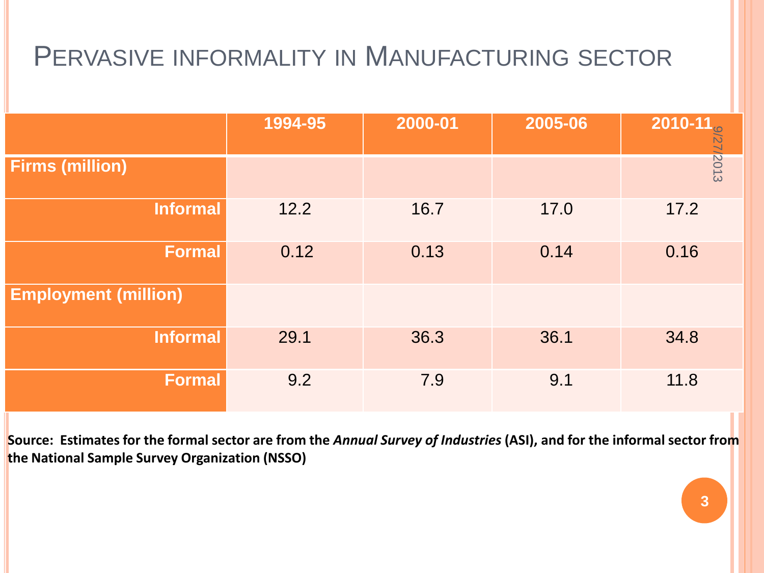# Pervasive informality in Manufacturing sector

| | 1994-95 | 2000-01 | 2005-06 | 2010-11 |
|---|---|---|---|---|
| **Firms (million)** | | | | |
| **Informal** | 12.2 | 16.7 | 17.0 | 17.2 |
| **Formal** | 0.12 | 0.13 | 0.14 | 0.16 |
| **Employment (million)** | | | | |
| **Informal** | 29.1 | 36.3 | 36.1 | 34.8 |
| **Formal** | 9.2 | 7.9 | 9.1 | 11.8 |

**Source: Estimates for the formal sector are from the *Annual Survey of Industries* (ASI), and for the informal sector from the National Sample Survey Organization (NSSO)**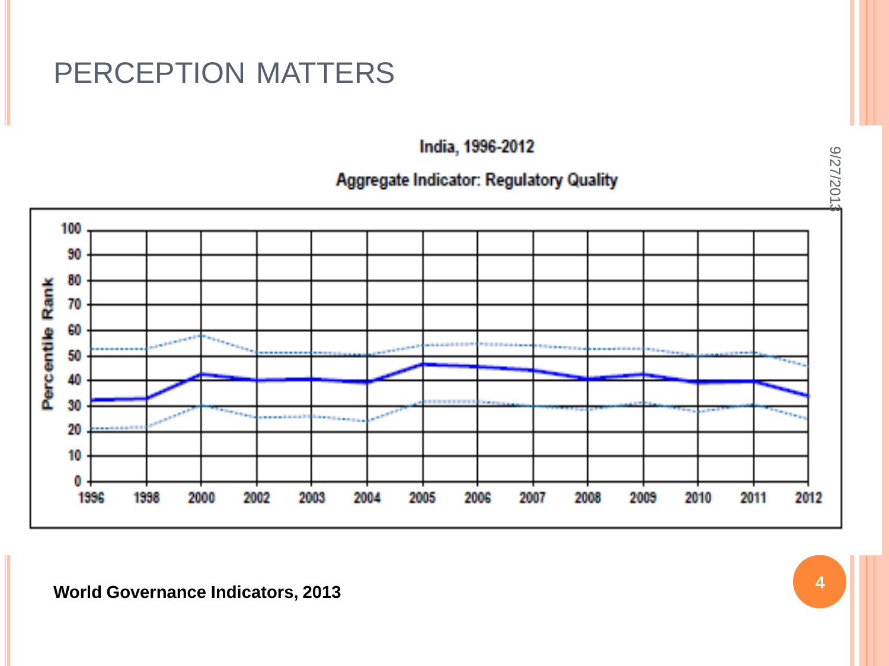# PERCEPTION MATTERS

India, 1996-2012

Aggregate Indicator: Regulatory Quality

World Governance Indicators, 2013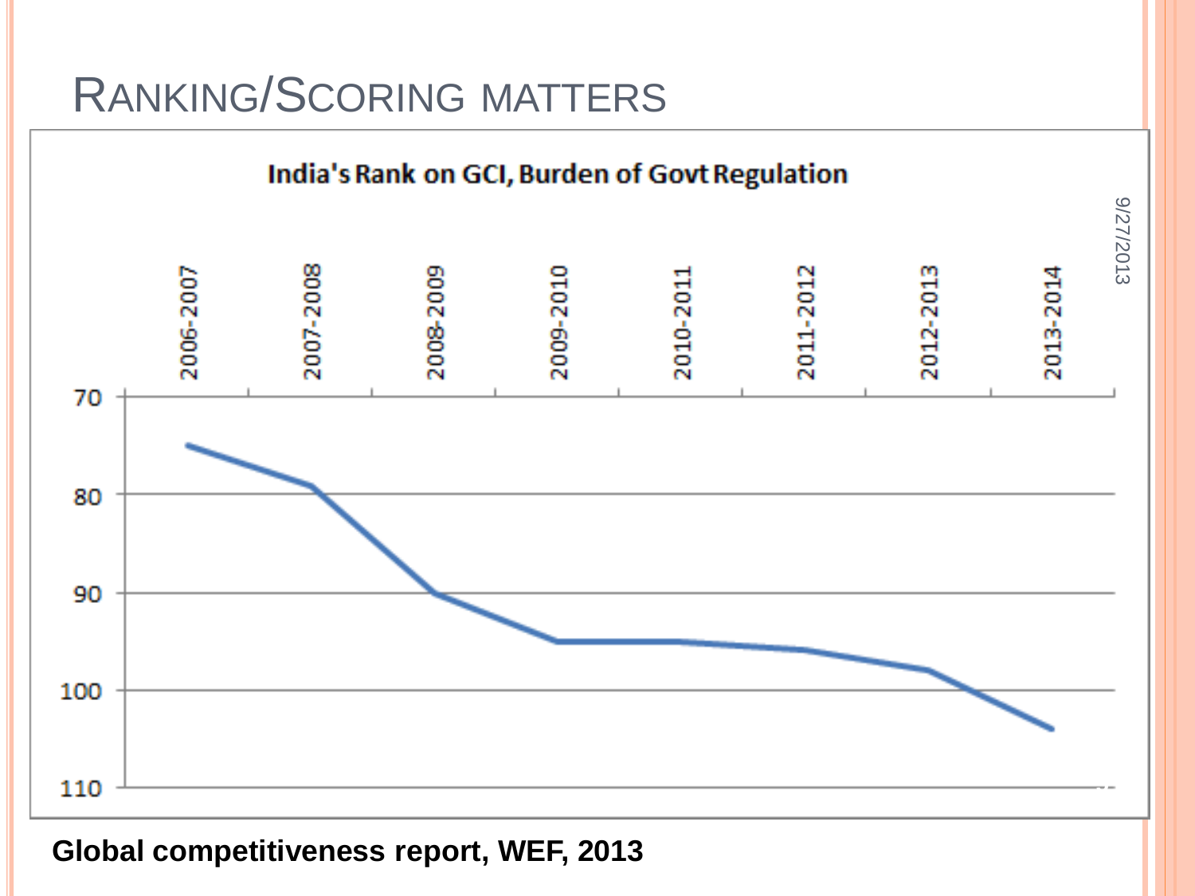# RANKING/SCORING MATTERS

**India's Rank on GCI, Burden of Govt Regulation**

Global competitiveness report, WEF, 2013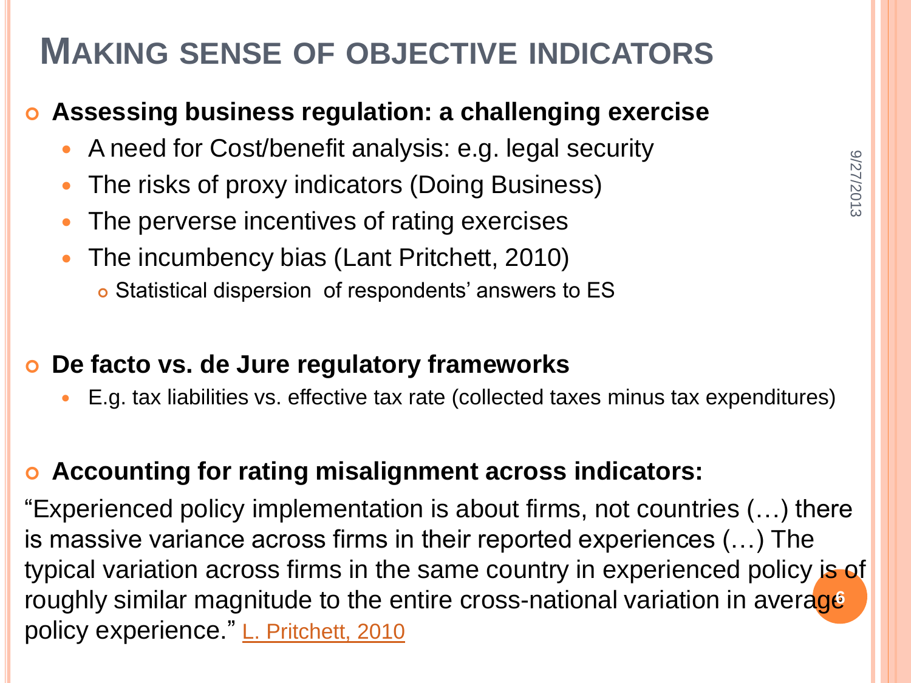# MAKING SENSE OF OBJECTIVE INDICATORS

- **Assessing business regulation: a challenging exercise**
  - A need for Cost/benefit analysis: e.g. legal security
  - The risks of proxy indicators (Doing Business)
  - The perverse incentives of rating exercises
  - The incumbency bias (Lant Pritchett, 2010)
    - Statistical dispersion of respondents' answers to ES

- **De facto vs. de Jure regulatory frameworks**
  - E.g. tax liabilities vs. effective tax rate (collected taxes minus tax expenditures)

- **Accounting for rating misalignment across indicators:**

"Experienced policy implementation is about firms, not countries (…) there is massive variance across firms in their reported experiences (…) The typical variation across firms in the same country in experienced policy is of roughly similar magnitude to the entire cross-national variation in average policy experience." L. Pritchett, 2010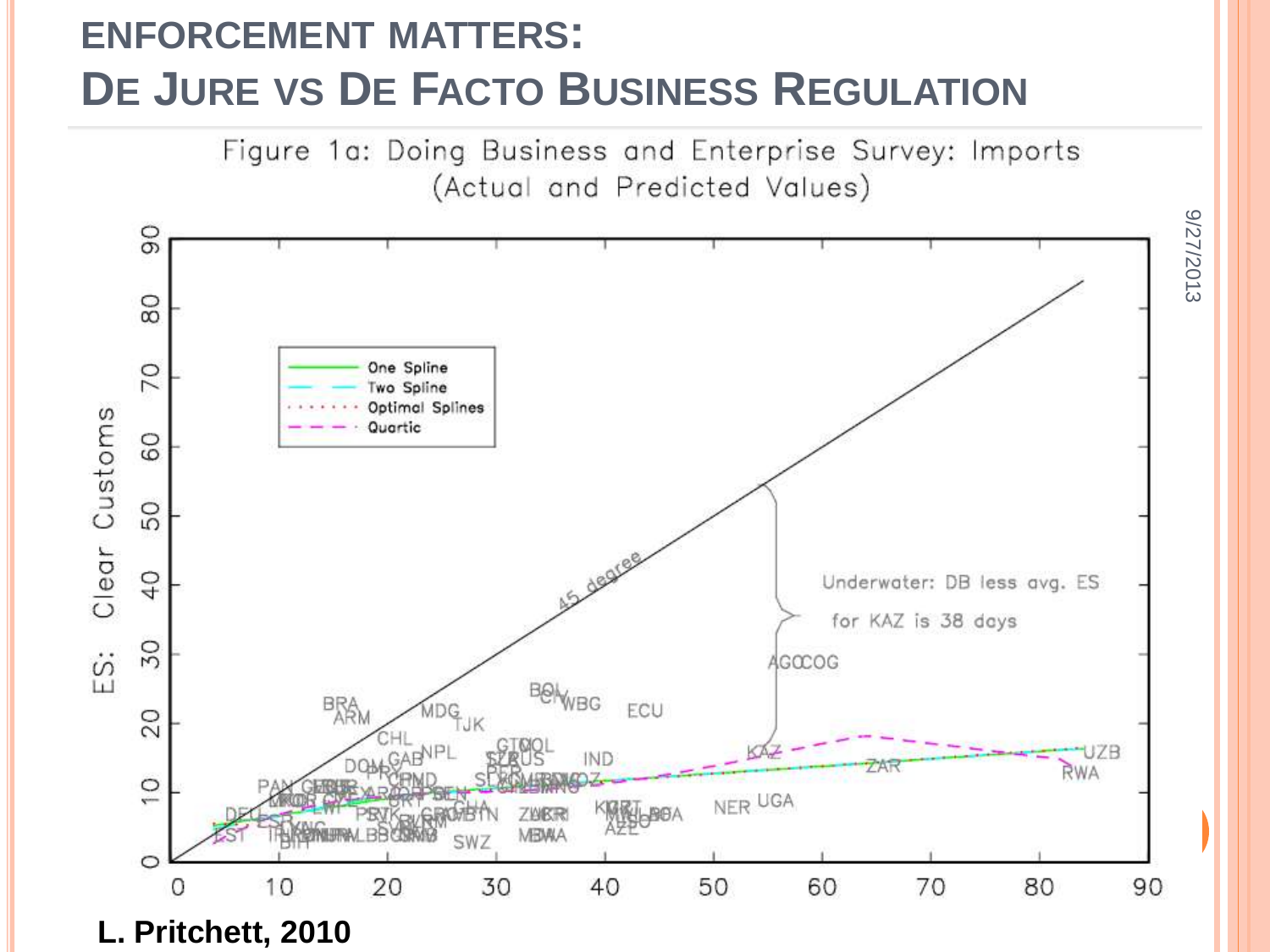# ENFORCEMENT MATTERS:
# DE JURE VS DE FACTO BUSINESS REGULATION

Figure 1a: Doing Business and Enterprise Survey: Imports (Actual and Predicted Values)

L. Pritchett, 2010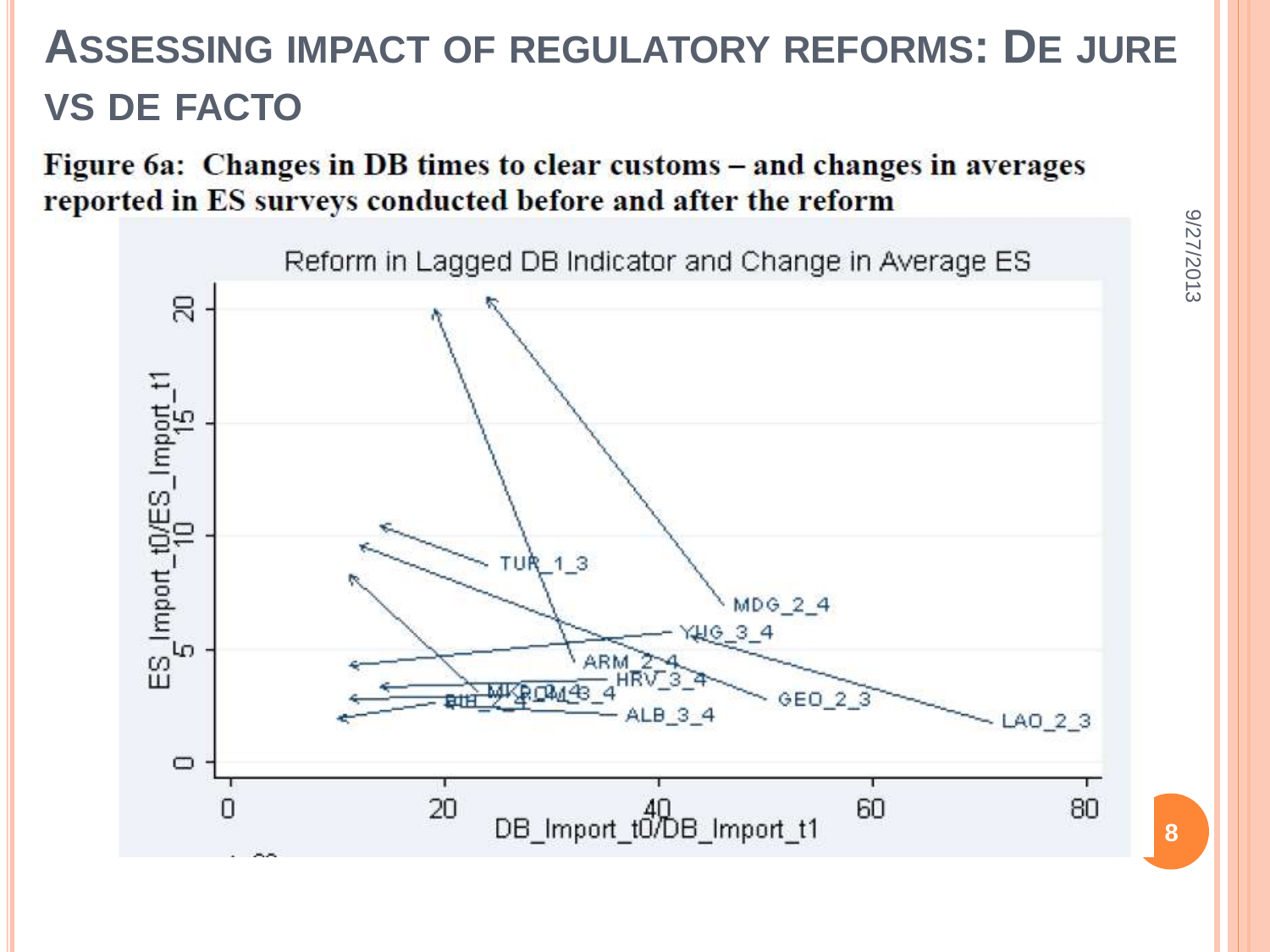# ASSESSING IMPACT OF REGULATORY REFORMS: DE JURE VS DE FACTO

**Figure 6a: Changes in DB times to clear customs – and changes in averages reported in ES surveys conducted before and after the reform**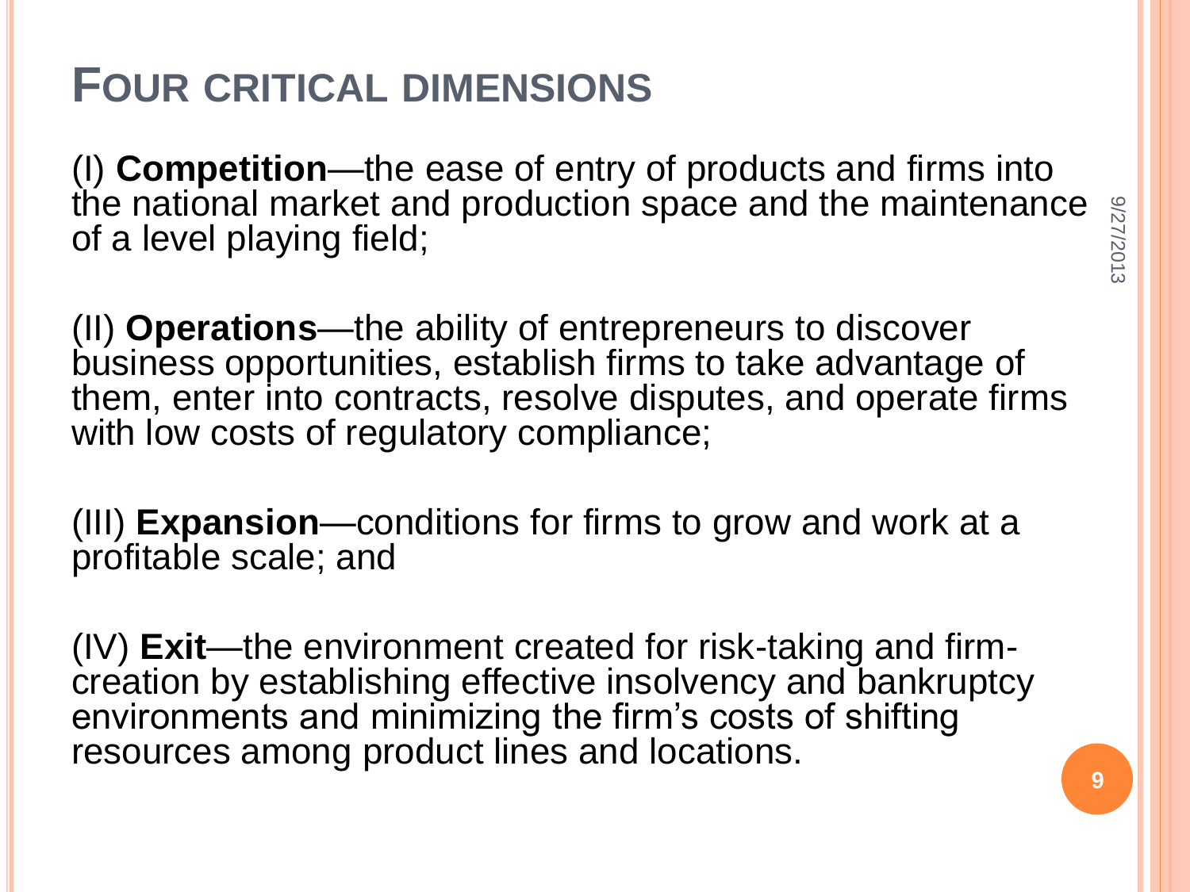# Four critical dimensions

(I) **Competition**—the ease of entry of products and firms into the national market and production space and the maintenance of a level playing field;

(II) **Operations**—the ability of entrepreneurs to discover business opportunities, establish firms to take advantage of them, enter into contracts, resolve disputes, and operate firms with low costs of regulatory compliance;

(III) **Expansion**—conditions for firms to grow and work at a profitable scale; and

(IV) **Exit**—the environment created for risk-taking and firm-creation by establishing effective insolvency and bankruptcy environments and minimizing the firm's costs of shifting resources among product lines and locations.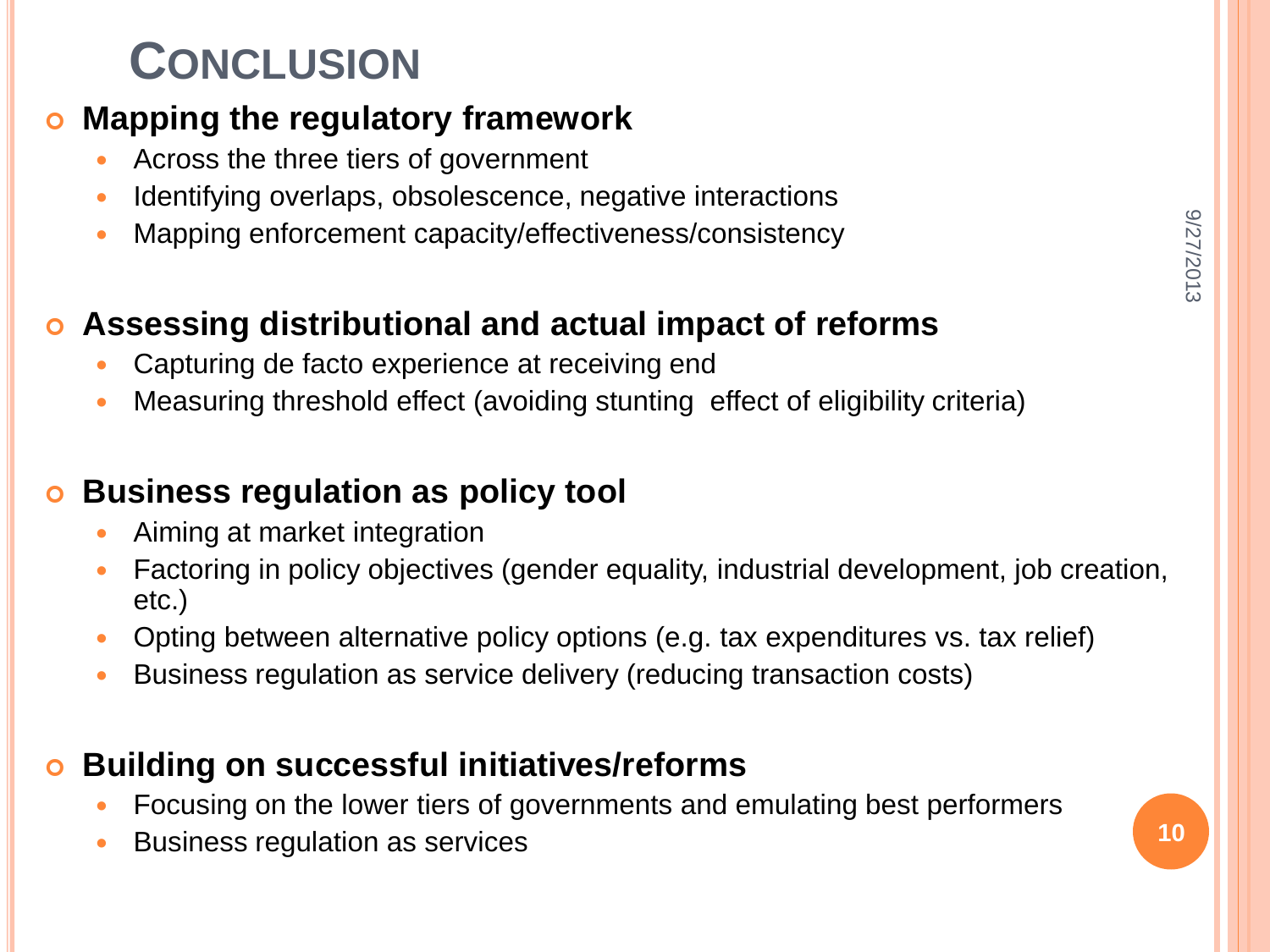# Conclusion

- **Mapping the regulatory framework**
  - Across the three tiers of government
  - Identifying overlaps, obsolescence, negative interactions
  - Mapping enforcement capacity/effectiveness/consistency

- **Assessing distributional and actual impact of reforms**
  - Capturing de facto experience at receiving end
  - Measuring threshold effect (avoiding stunting effect of eligibility criteria)

- **Business regulation as policy tool**
  - Aiming at market integration
  - Factoring in policy objectives (gender equality, industrial development, job creation, etc.)
  - Opting between alternative policy options (e.g. tax expenditures vs. tax relief)
  - Business regulation as service delivery (reducing transaction costs)

- **Building on successful initiatives/reforms**
  - Focusing on the lower tiers of governments and emulating best performers
  - Business regulation as services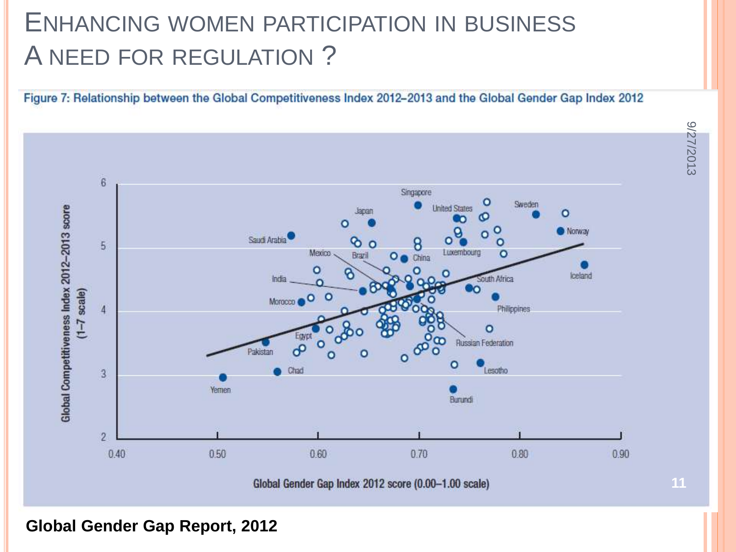# Enhancing women participation in business
# A need for regulation ?

**Figure 7: Relationship between the Global Competitiveness Index 2012–2013 and the Global Gender Gap Index 2012**

**Global Gender Gap Report, 2012**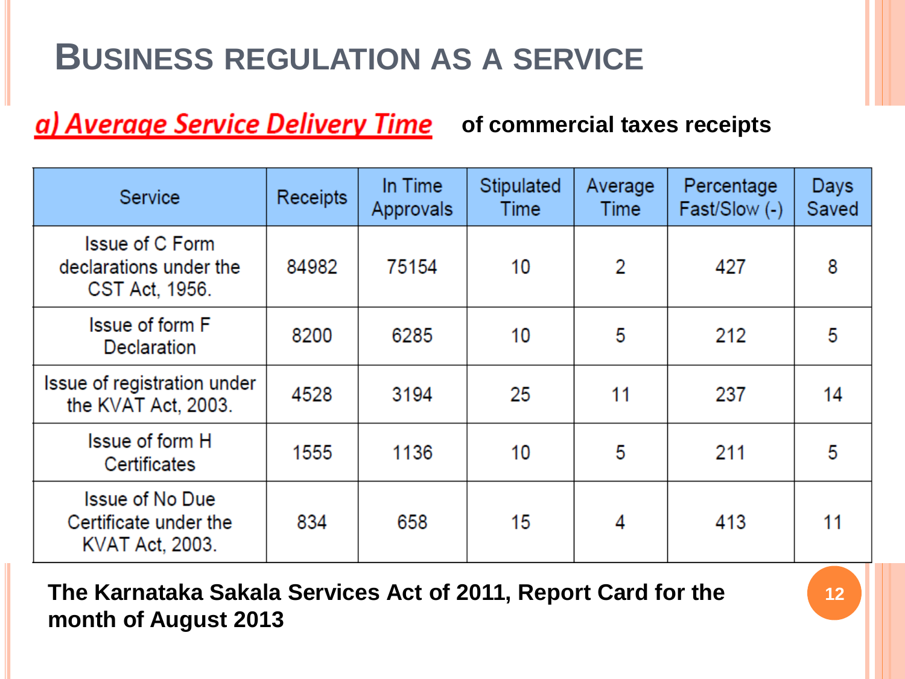# BUSINESS REGULATION AS A SERVICE

**a) Average Service Delivery Time** **of commercial taxes receipts**

| Service | Receipts | In Time Approvals | Stipulated Time | Average Time | Percentage Fast/Slow (-) | Days Saved |
|---|---|---|---|---|---|---|
| Issue of C Form declarations under the CST Act, 1956. | 84982 | 75154 | 10 | 2 | 427 | 8 |
| Issue of form F Declaration | 8200 | 6285 | 10 | 5 | 212 | 5 |
| Issue of registration under the KVAT Act, 2003. | 4528 | 3194 | 25 | 11 | 237 | 14 |
| Issue of form H Certificates | 1555 | 1136 | 10 | 5 | 211 | 5 |
| Issue of No Due Certificate under the KVAT Act, 2003. | 834 | 658 | 15 | 4 | 413 | 11 |

**The Karnataka Sakala Services Act of 2011, Report Card for the month of August 2013**